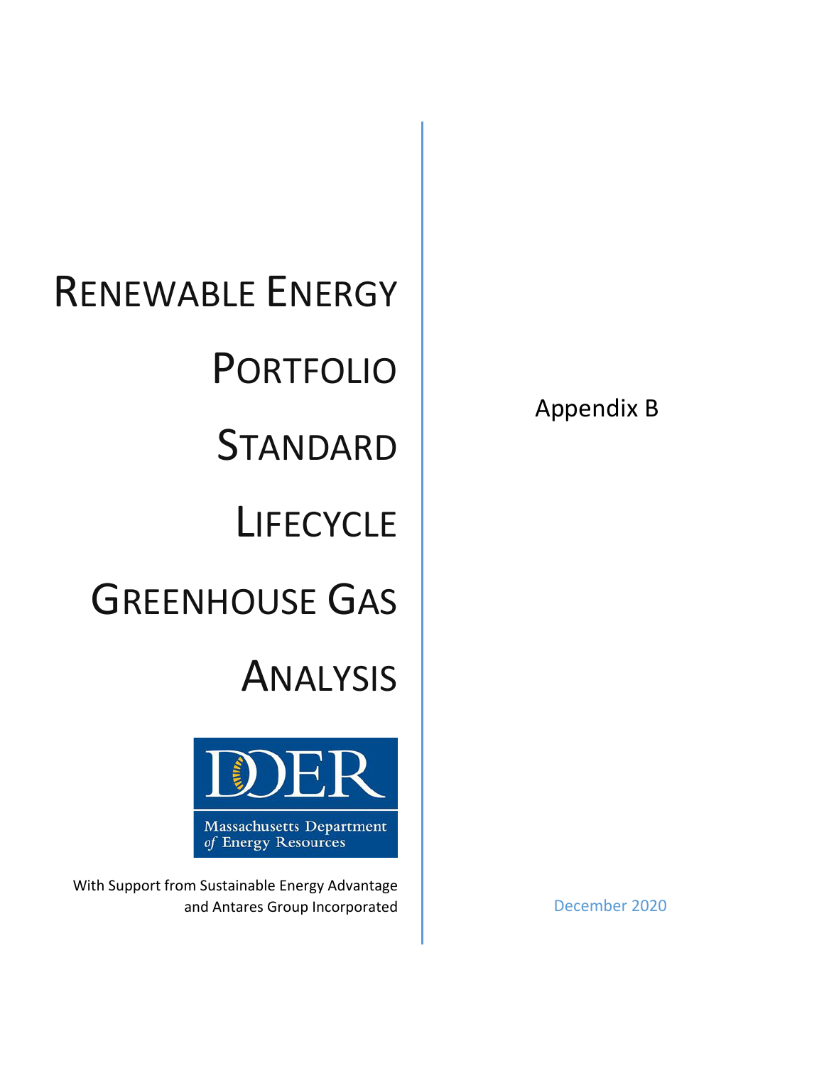# RENEWABLE ENERGY PORTFOLIO STANDARD LIFECYCLE GREENHOUSE GAS ANALYSIS

Massachusetts Department of Energy Resources

With Support from Sustainable Energy Advantage and Antares Group Incorporated

Appendix B

December 2020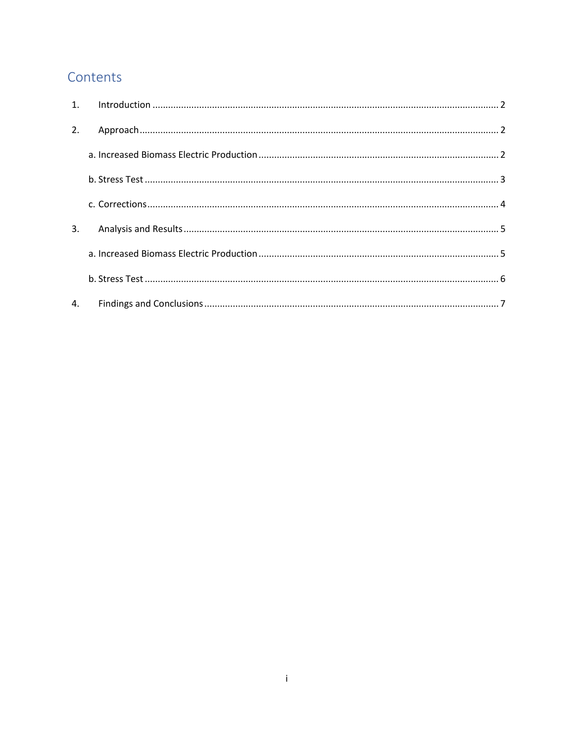# Contents

1. Introduction ..................................................................................................................................... 2
2. Approach .......................................................................................................................................... 2
   a. Increased Biomass Electric Production ............................................................................................ 2
   b. Stress Test ....................................................................................................................................... 3
   c. Corrections ....................................................................................................................................... 4
3. Analysis and Results ......................................................................................................................... 5
   a. Increased Biomass Electric Production ............................................................................................ 5
   b. Stress Test ....................................................................................................................................... 6
4. Findings and Conclusions ................................................................................................................. 7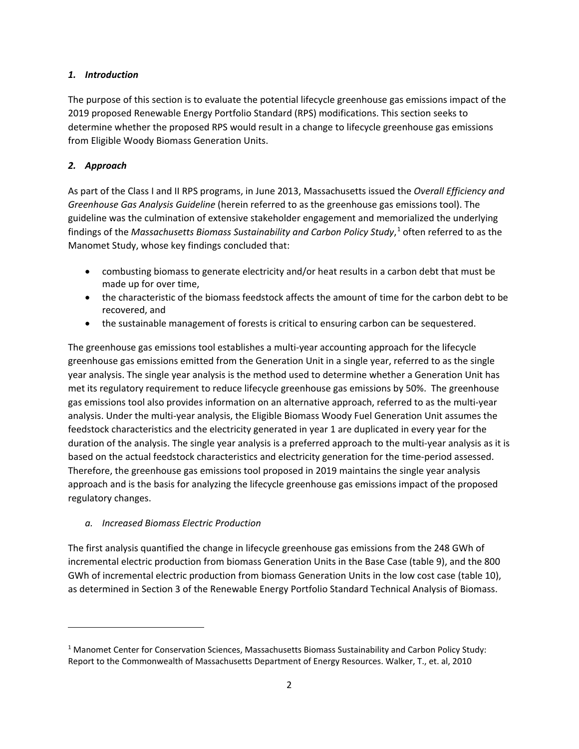## *1. Introduction*

The purpose of this section is to evaluate the potential lifecycle greenhouse gas emissions impact of the 2019 proposed Renewable Energy Portfolio Standard (RPS) modifications. This section seeks to determine whether the proposed RPS would result in a change to lifecycle greenhouse gas emissions from Eligible Woody Biomass Generation Units.

## *2. Approach*

As part of the Class I and II RPS programs, in June 2013, Massachusetts issued the *Overall Efficiency and Greenhouse Gas Analysis Guideline* (herein referred to as the greenhouse gas emissions tool). The guideline was the culmination of extensive stakeholder engagement and memorialized the underlying findings of the *Massachusetts Biomass Sustainability and Carbon Policy Study*,[1] often referred to as the Manomet Study, whose key findings concluded that:

- combusting biomass to generate electricity and/or heat results in a carbon debt that must be made up for over time,
- the characteristic of the biomass feedstock affects the amount of time for the carbon debt to be recovered, and
- the sustainable management of forests is critical to ensuring carbon can be sequestered.

The greenhouse gas emissions tool establishes a multi-year accounting approach for the lifecycle greenhouse gas emissions emitted from the Generation Unit in a single year, referred to as the single year analysis. The single year analysis is the method used to determine whether a Generation Unit has met its regulatory requirement to reduce lifecycle greenhouse gas emissions by 50%. The greenhouse gas emissions tool also provides information on an alternative approach, referred to as the multi-year analysis. Under the multi-year analysis, the Eligible Biomass Woody Fuel Generation Unit assumes the feedstock characteristics and the electricity generated in year 1 are duplicated in every year for the duration of the analysis. The single year analysis is a preferred approach to the multi-year analysis as it is based on the actual feedstock characteristics and electricity generation for the time-period assessed. Therefore, the greenhouse gas emissions tool proposed in 2019 maintains the single year analysis approach and is the basis for analyzing the lifecycle greenhouse gas emissions impact of the proposed regulatory changes.

### *a. Increased Biomass Electric Production*

The first analysis quantified the change in lifecycle greenhouse gas emissions from the 248 GWh of incremental electric production from biomass Generation Units in the Base Case (table 9), and the 800 GWh of incremental electric production from biomass Generation Units in the low cost case (table 10), as determined in Section 3 of the Renewable Energy Portfolio Standard Technical Analysis of Biomass.

---

[1] Manomet Center for Conservation Sciences, Massachusetts Biomass Sustainability and Carbon Policy Study: Report to the Commonwealth of Massachusetts Department of Energy Resources. Walker, T., et. al, 2010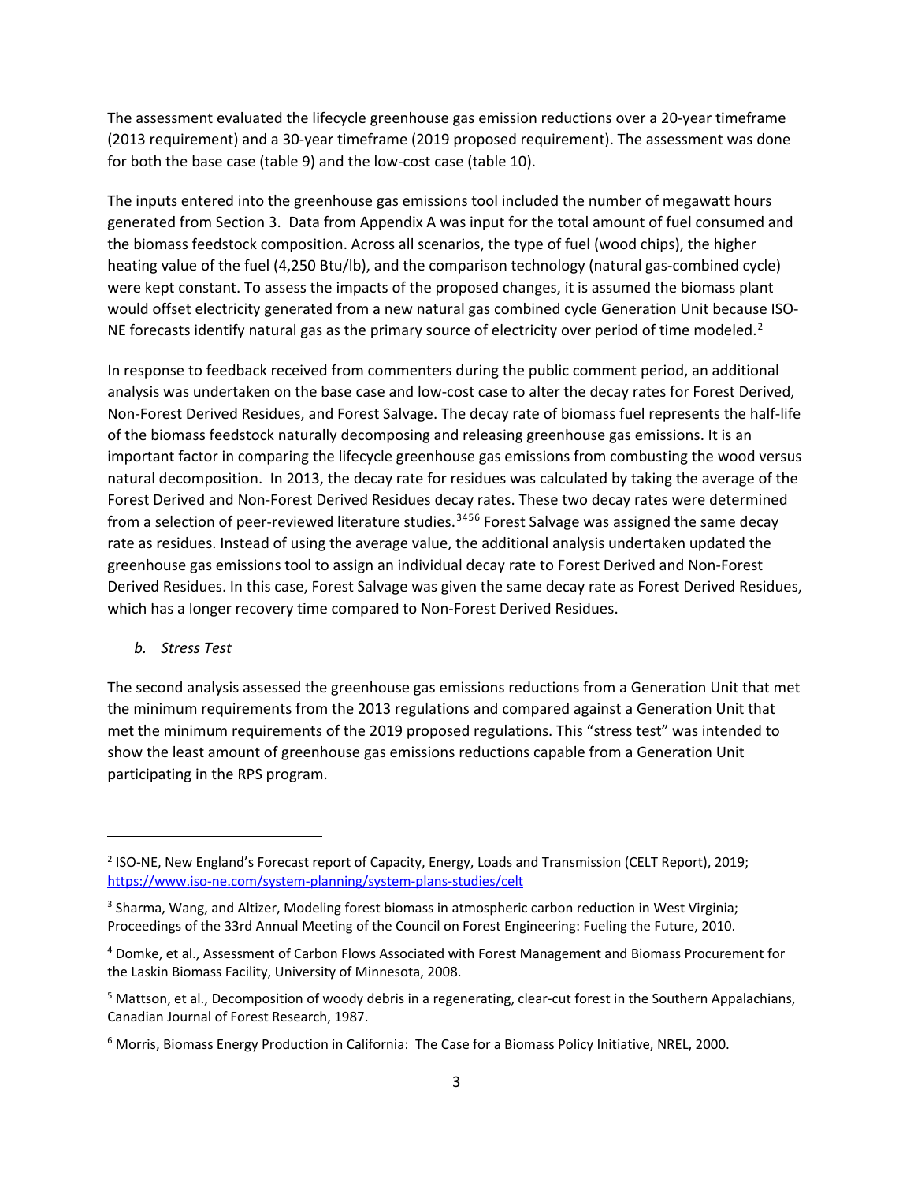The assessment evaluated the lifecycle greenhouse gas emission reductions over a 20-year timeframe (2013 requirement) and a 30-year timeframe (2019 proposed requirement). The assessment was done for both the base case (table 9) and the low-cost case (table 10).

The inputs entered into the greenhouse gas emissions tool included the number of megawatt hours generated from Section 3. Data from Appendix A was input for the total amount of fuel consumed and the biomass feedstock composition. Across all scenarios, the type of fuel (wood chips), the higher heating value of the fuel (4,250 Btu/lb), and the comparison technology (natural gas-combined cycle) were kept constant. To assess the impacts of the proposed changes, it is assumed the biomass plant would offset electricity generated from a new natural gas combined cycle Generation Unit because ISO-NE forecasts identify natural gas as the primary source of electricity over period of time modeled.[2]

In response to feedback received from commenters during the public comment period, an additional analysis was undertaken on the base case and low-cost case to alter the decay rates for Forest Derived, Non-Forest Derived Residues, and Forest Salvage. The decay rate of biomass fuel represents the half-life of the biomass feedstock naturally decomposing and releasing greenhouse gas emissions. It is an important factor in comparing the lifecycle greenhouse gas emissions from combusting the wood versus natural decomposition. In 2013, the decay rate for residues was calculated by taking the average of the Forest Derived and Non-Forest Derived Residues decay rates. These two decay rates were determined from a selection of peer-reviewed literature studies.[3,4,5,6] Forest Salvage was assigned the same decay rate as residues. Instead of using the average value, the additional analysis undertaken updated the greenhouse gas emissions tool to assign an individual decay rate to Forest Derived and Non-Forest Derived Residues. In this case, Forest Salvage was given the same decay rate as Forest Derived Residues, which has a longer recovery time compared to Non-Forest Derived Residues.

*b. Stress Test*

The second analysis assessed the greenhouse gas emissions reductions from a Generation Unit that met the minimum requirements from the 2013 regulations and compared against a Generation Unit that met the minimum requirements of the 2019 proposed regulations. This "stress test" was intended to show the least amount of greenhouse gas emissions reductions capable from a Generation Unit participating in the RPS program.

---

[2] ISO-NE, New England's Forecast report of Capacity, Energy, Loads and Transmission (CELT Report), 2019; https://www.iso-ne.com/system-planning/system-plans-studies/celt

[3] Sharma, Wang, and Altizer, Modeling forest biomass in atmospheric carbon reduction in West Virginia; Proceedings of the 33rd Annual Meeting of the Council on Forest Engineering: Fueling the Future, 2010.

[4] Domke, et al., Assessment of Carbon Flows Associated with Forest Management and Biomass Procurement for the Laskin Biomass Facility, University of Minnesota, 2008.

[5] Mattson, et al., Decomposition of woody debris in a regenerating, clear-cut forest in the Southern Appalachians, Canadian Journal of Forest Research, 1987.

[6] Morris, Biomass Energy Production in California: The Case for a Biomass Policy Initiative, NREL, 2000.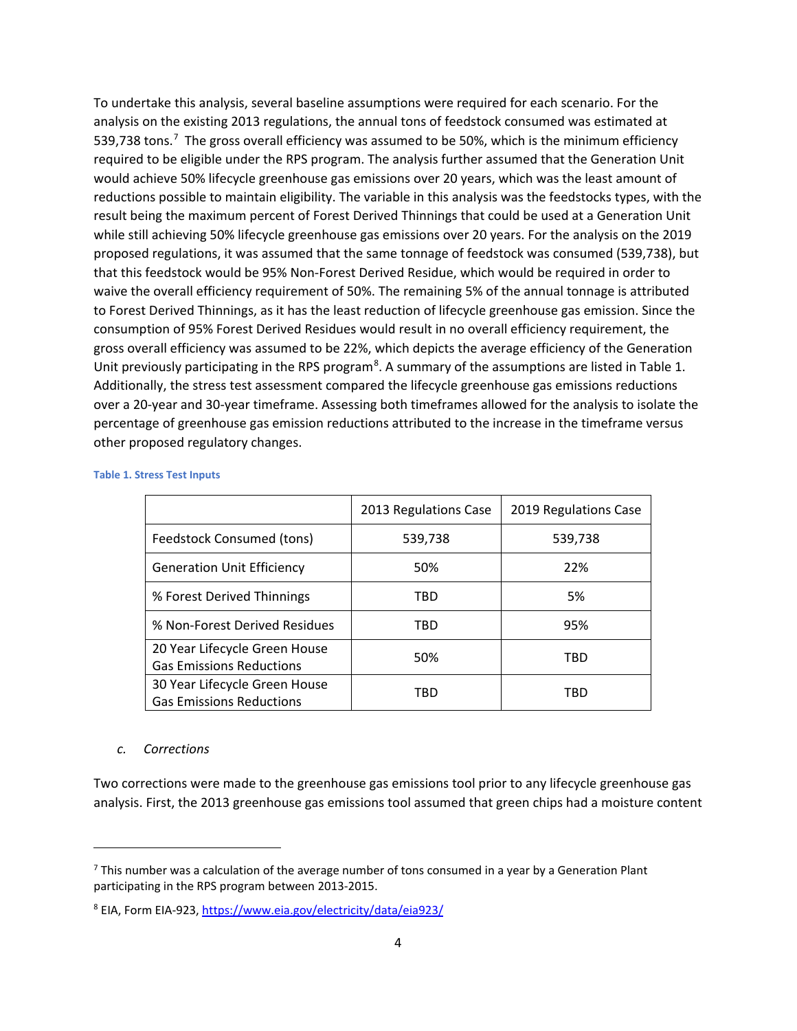To undertake this analysis, several baseline assumptions were required for each scenario. For the analysis on the existing 2013 regulations, the annual tons of feedstock consumed was estimated at 539,738 tons.[7] The gross overall efficiency was assumed to be 50%, which is the minimum efficiency required to be eligible under the RPS program. The analysis further assumed that the Generation Unit would achieve 50% lifecycle greenhouse gas emissions over 20 years, which was the least amount of reductions possible to maintain eligibility. The variable in this analysis was the feedstocks types, with the result being the maximum percent of Forest Derived Thinnings that could be used at a Generation Unit while still achieving 50% lifecycle greenhouse gas emissions over 20 years. For the analysis on the 2019 proposed regulations, it was assumed that the same tonnage of feedstock was consumed (539,738), but that this feedstock would be 95% Non-Forest Derived Residue, which would be required in order to waive the overall efficiency requirement of 50%. The remaining 5% of the annual tonnage is attributed to Forest Derived Thinnings, as it has the least reduction of lifecycle greenhouse gas emission. Since the consumption of 95% Forest Derived Residues would result in no overall efficiency requirement, the gross overall efficiency was assumed to be 22%, which depicts the average efficiency of the Generation Unit previously participating in the RPS program[8]. A summary of the assumptions are listed in Table 1. Additionally, the stress test assessment compared the lifecycle greenhouse gas emissions reductions over a 20-year and 30-year timeframe. Assessing both timeframes allowed for the analysis to isolate the percentage of greenhouse gas emission reductions attributed to the increase in the timeframe versus other proposed regulatory changes.

**Table 1. Stress Test Inputs**

| | 2013 Regulations Case | 2019 Regulations Case |
|---|---|---|
| Feedstock Consumed (tons) | 539,738 | 539,738 |
| Generation Unit Efficiency | 50% | 22% |
| % Forest Derived Thinnings | TBD | 5% |
| % Non-Forest Derived Residues | TBD | 95% |
| 20 Year Lifecycle Green House Gas Emissions Reductions | 50% | TBD |
| 30 Year Lifecycle Green House Gas Emissions Reductions | TBD | TBD |

*c. Corrections*

Two corrections were made to the greenhouse gas emissions tool prior to any lifecycle greenhouse gas analysis. First, the 2013 greenhouse gas emissions tool assumed that green chips had a moisture content

---

[7] This number was a calculation of the average number of tons consumed in a year by a Generation Plant participating in the RPS program between 2013-2015.

[8] EIA, Form EIA-923, https://www.eia.gov/electricity/data/eia923/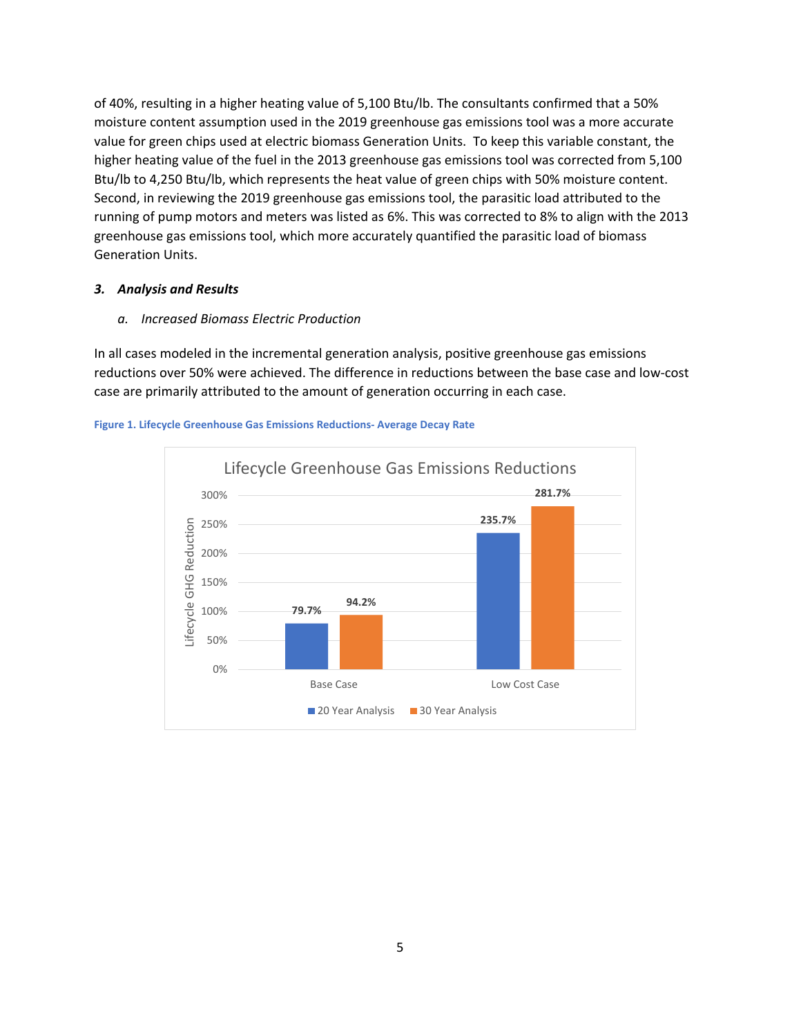of 40%, resulting in a higher heating value of 5,100 Btu/lb. The consultants confirmed that a 50% moisture content assumption used in the 2019 greenhouse gas emissions tool was a more accurate value for green chips used at electric biomass Generation Units. To keep this variable constant, the higher heating value of the fuel in the 2013 greenhouse gas emissions tool was corrected from 5,100 Btu/lb to 4,250 Btu/lb, which represents the heat value of green chips with 50% moisture content. Second, in reviewing the 2019 greenhouse gas emissions tool, the parasitic load attributed to the running of pump motors and meters was listed as 6%. This was corrected to 8% to align with the 2013 greenhouse gas emissions tool, which more accurately quantified the parasitic load of biomass Generation Units.

### *3. Analysis and Results*

#### *a. Increased Biomass Electric Production*

In all cases modeled in the incremental generation analysis, positive greenhouse gas emissions reductions over 50% were achieved. The difference in reductions between the base case and low-cost case are primarily attributed to the amount of generation occurring in each case.

**Figure 1. Lifecycle Greenhouse Gas Emissions Reductions- Average Decay Rate**

Lifecycle Greenhouse Gas Emissions Reductions

| | 20 Year Analysis | 30 Year Analysis |
|---|---|---|
| Base Case | 79.7% | 94.2% |
| Low Cost Case | 235.7% | 281.7% |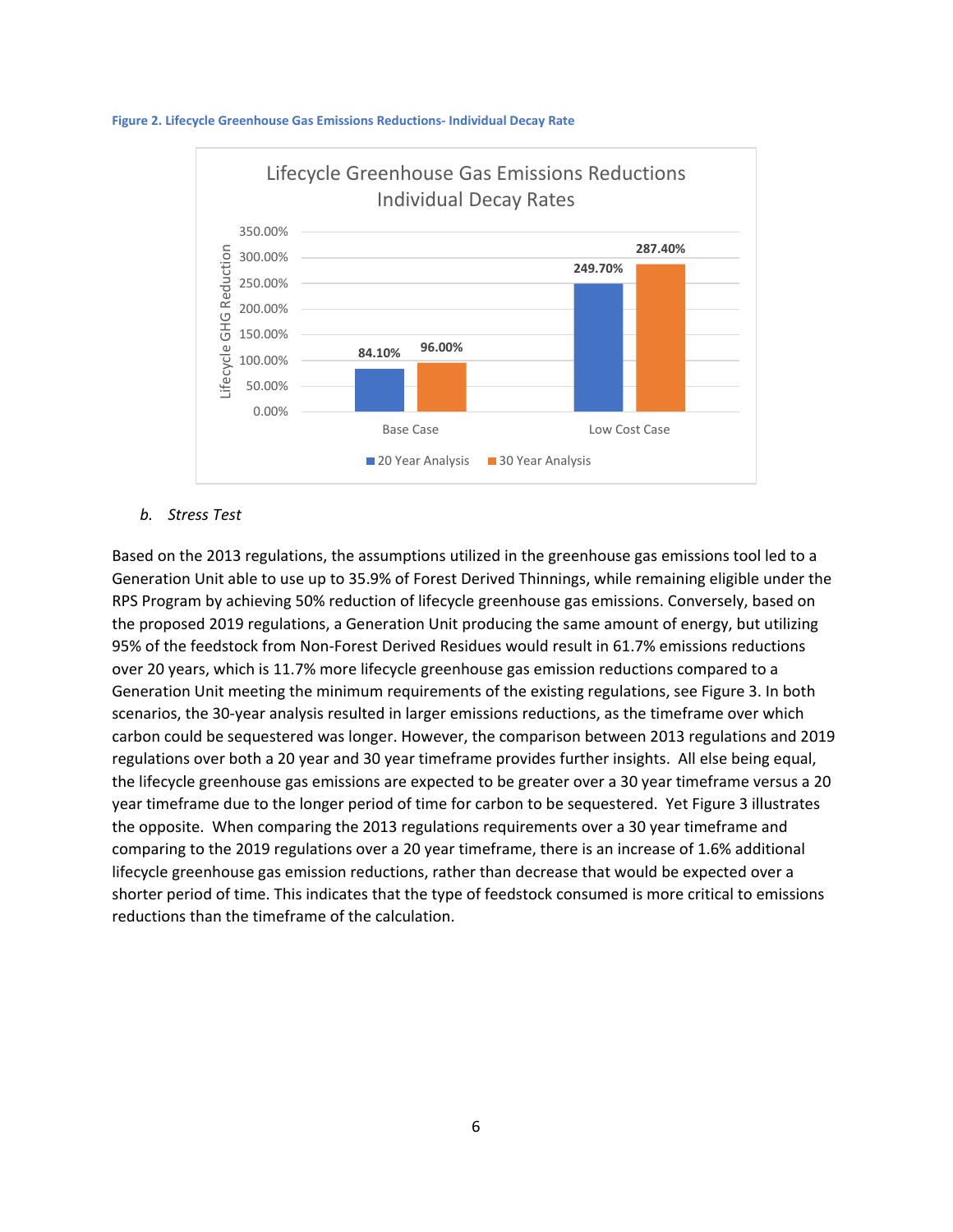Figure 2. Lifecycle Greenhouse Gas Emissions Reductions- Individual Decay Rate

| | 20 Year Analysis | 30 Year Analysis |
|---|---|---|
| Base Case | 84.10% | 96.00% |
| Low Cost Case | 249.70% | 287.40% |

*b. Stress Test*

Based on the 2013 regulations, the assumptions utilized in the greenhouse gas emissions tool led to a Generation Unit able to use up to 35.9% of Forest Derived Thinnings, while remaining eligible under the RPS Program by achieving 50% reduction of lifecycle greenhouse gas emissions. Conversely, based on the proposed 2019 regulations, a Generation Unit producing the same amount of energy, but utilizing 95% of the feedstock from Non-Forest Derived Residues would result in 61.7% emissions reductions over 20 years, which is 11.7% more lifecycle greenhouse gas emission reductions compared to a Generation Unit meeting the minimum requirements of the existing regulations, see Figure 3. In both scenarios, the 30-year analysis resulted in larger emissions reductions, as the timeframe over which carbon could be sequestered was longer. However, the comparison between 2013 regulations and 2019 regulations over both a 20 year and 30 year timeframe provides further insights. All else being equal, the lifecycle greenhouse gas emissions are expected to be greater over a 30 year timeframe versus a 20 year timeframe due to the longer period of time for carbon to be sequestered. Yet Figure 3 illustrates the opposite. When comparing the 2013 regulations requirements over a 30 year timeframe and comparing to the 2019 regulations over a 20 year timeframe, there is an increase of 1.6% additional lifecycle greenhouse gas emission reductions, rather than decrease that would be expected over a shorter period of time. This indicates that the type of feedstock consumed is more critical to emissions reductions than the timeframe of the calculation.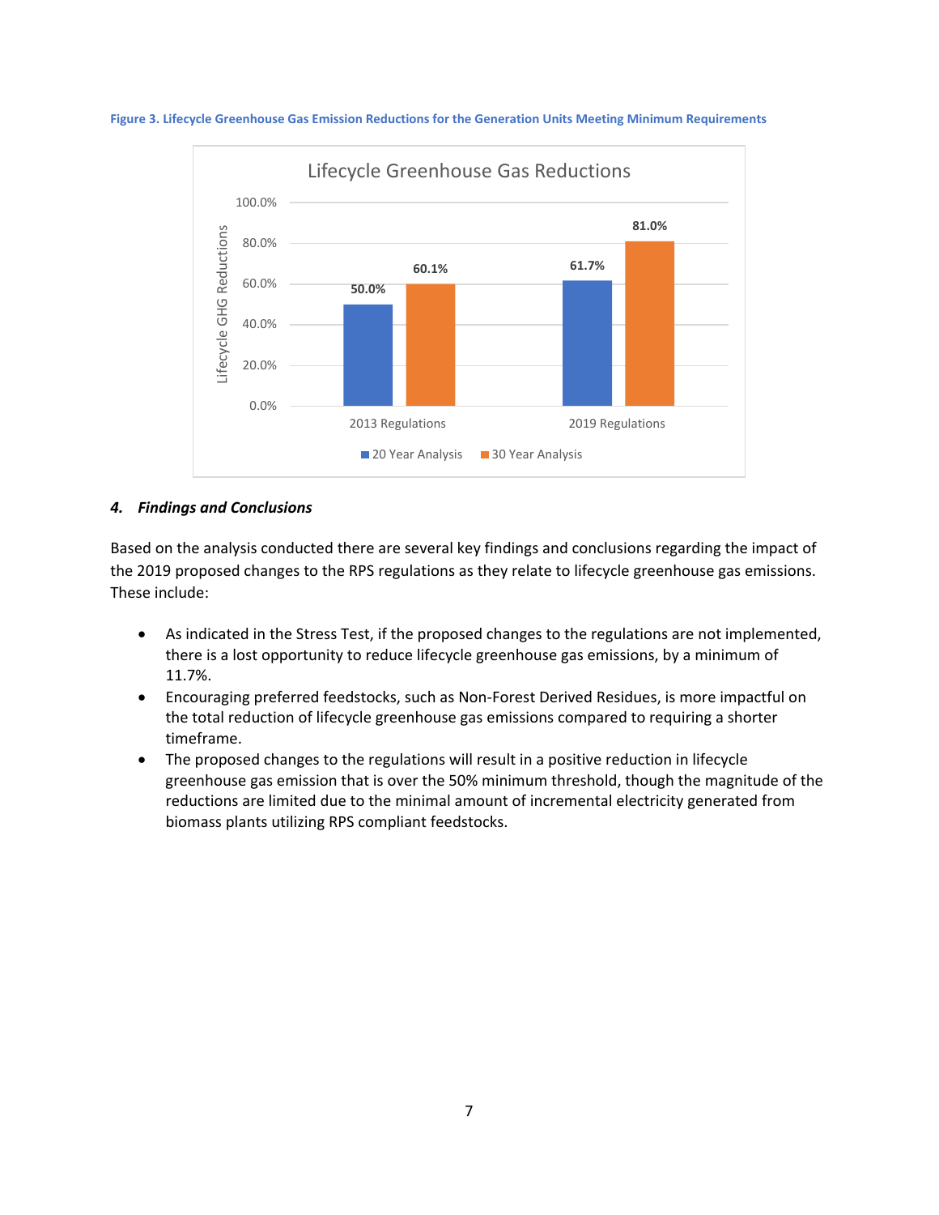**Figure 3. Lifecycle Greenhouse Gas Emission Reductions for the Generation Units Meeting Minimum Requirements**

Lifecycle Greenhouse Gas Reductions

Lifecycle GHG Reductions

100.0%
80.0%
60.0%
40.0%
20.0%
0.0%

2013 Regulations: 50.0%, 60.1%
2019 Regulations: 61.7%, 81.0%

20 Year Analysis
30 Year Analysis

### *4. Findings and Conclusions*

Based on the analysis conducted there are several key findings and conclusions regarding the impact of the 2019 proposed changes to the RPS regulations as they relate to lifecycle greenhouse gas emissions. These include:

- As indicated in the Stress Test, if the proposed changes to the regulations are not implemented, there is a lost opportunity to reduce lifecycle greenhouse gas emissions, by a minimum of 11.7%.
- Encouraging preferred feedstocks, such as Non-Forest Derived Residues, is more impactful on the total reduction of lifecycle greenhouse gas emissions compared to requiring a shorter timeframe.
- The proposed changes to the regulations will result in a positive reduction in lifecycle greenhouse gas emission that is over the 50% minimum threshold, though the magnitude of the reductions are limited due to the minimal amount of incremental electricity generated from biomass plants utilizing RPS compliant feedstocks.